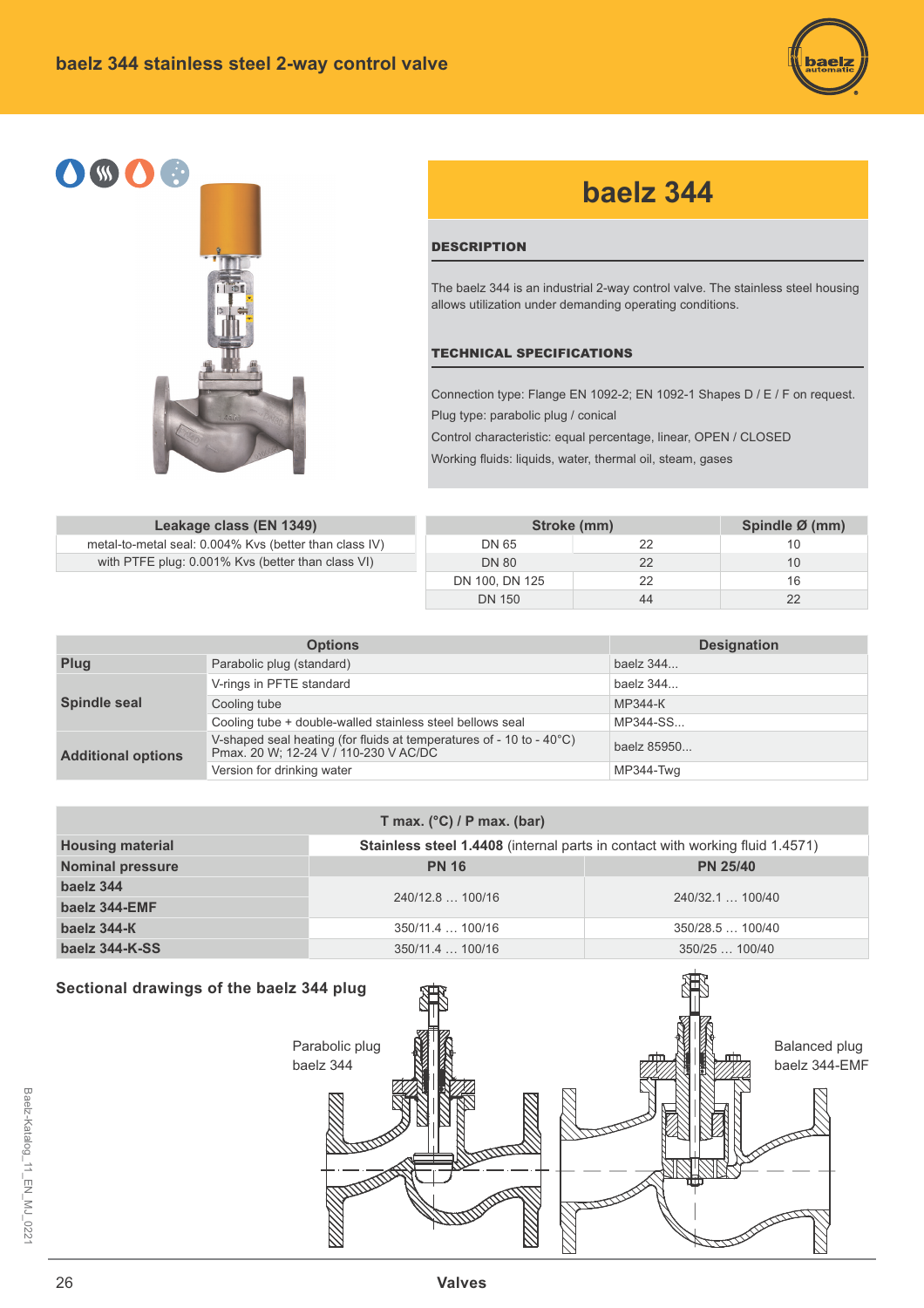# baelz 344 stainless steel 2-way control valve

## baelz 344

### DESCRIPTION

The baelz 344 is an industrial 2-way control valve. The stainless steel housing allows utilization under demanding operating conditions.

### TECHNICAL SPECIFICATIONS

Connection type: Flange EN 1092-2; EN 1092-1 Shapes D / E / F on request.
Plug type: parabolic plug / conical
Control characteristic: equal percentage, linear, OPEN / CLOSED
Working fluids: liquids, water, thermal oil, steam, gases

| Leakage class (EN 1349) |
|---|
| metal-to-metal seal: 0.004% Kvs (better than class IV) |
| with PTFE plug: 0.001% Kvs (better than class VI) |

| Stroke (mm) | | Spindle Ø (mm) |
|---|---|---|
| DN 65 | 22 | 10 |
| DN 80 | 22 | 10 |
| DN 100, DN 125 | 22 | 16 |
| DN 150 | 44 | 22 |

| Options | | Designation |
|---|---|---|
| Plug | Parabolic plug (standard) | baelz 344... |
| Spindle seal | V-rings in PFTE standard | baelz 344... |
| | Cooling tube | MP344-K |
| | Cooling tube + double-walled stainless steel bellows seal | MP344-SS... |
| Additional options | V-shaped seal heating (for fluids at temperatures of - 10 to - 40°C) Pmax. 20 W; 12-24 V / 110-230 V AC/DC | baelz 85950... |
| | Version for drinking water | MP344-Twg |

| T max. (°C) / P max. (bar) | | |
|---|---|---|
| Housing material | **Stainless steel 1.4408** (internal parts in contact with working fluid 1.4571) | |
| Nominal pressure | PN 16 | PN 25/40 |
| baelz 344 | 240/12.8 … 100/16 | 240/32.1 … 100/40 |
| baelz 344-EMF | | |
| baelz 344-K | 350/11.4 … 100/16 | 350/28.5 … 100/40 |
| baelz 344-K-SS | 350/11.4 … 100/16 | 350/25 … 100/40 |

### Sectional drawings of the baelz 344 plug

Parabolic plug baelz 344

Balanced plug baelz 344-EMF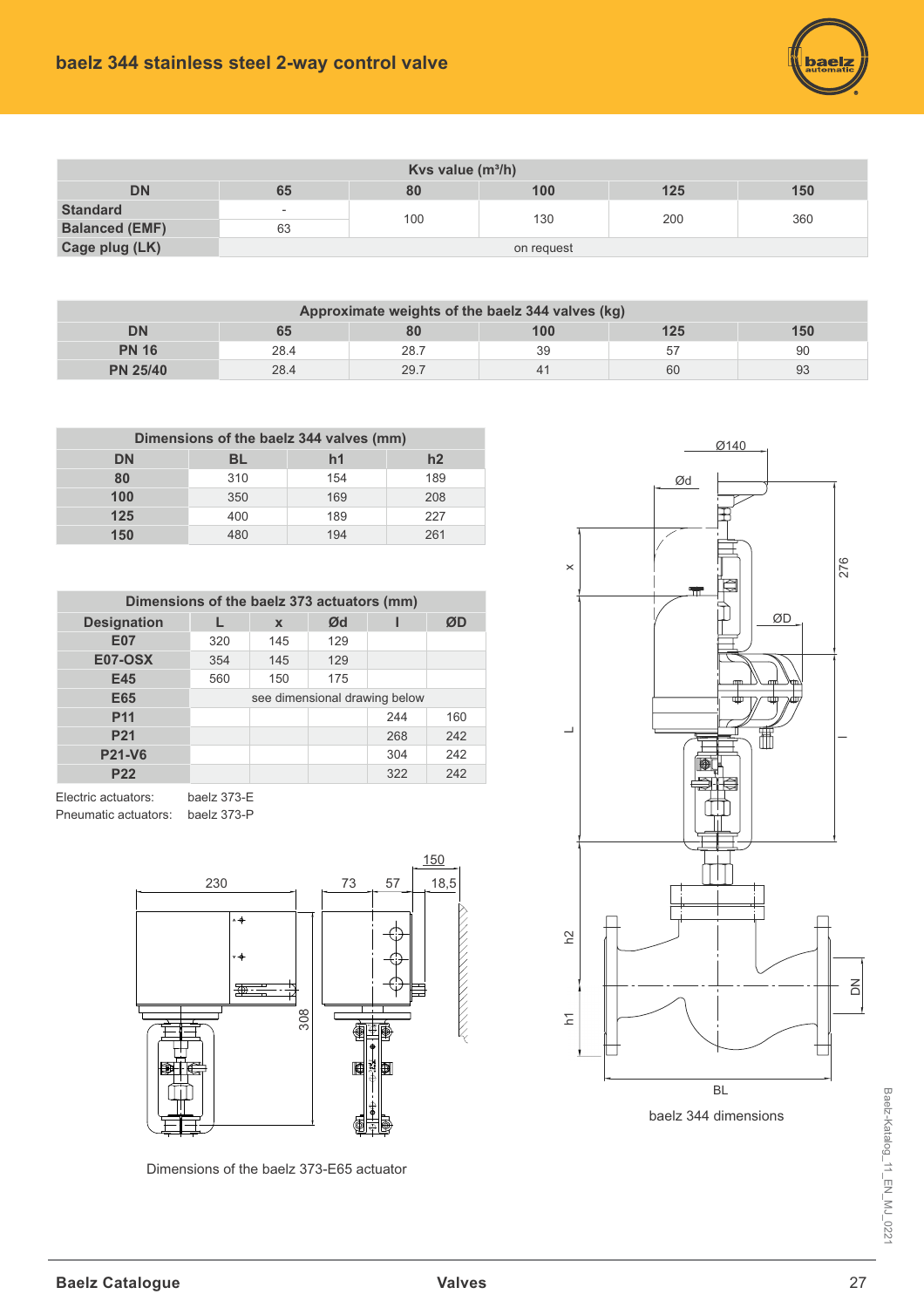# baelz 344 stainless steel 2-way control valve

| Kvs value (m³/h) | | | | | |
|---|---|---|---|---|---|
| DN | 65 | 80 | 100 | 125 | 150 |
| Standard | - | 100 | 130 | 200 | 360 |
| Balanced (EMF) | 63 | 100 | 130 | 200 | 360 |
| Cage plug (LK) | on request | | | | |

| Approximate weights of the baelz 344 valves (kg) | | | | | |
|---|---|---|---|---|---|
| DN | 65 | 80 | 100 | 125 | 150 |
| PN 16 | 28.4 | 28.7 | 39 | 57 | 90 |
| PN 25/40 | 28.4 | 29.7 | 41 | 60 | 93 |

| Dimensions of the baelz 344 valves (mm) | | | |
|---|---|---|---|
| DN | BL | h1 | h2 |
| 80 | 310 | 154 | 189 |
| 100 | 350 | 169 | 208 |
| 125 | 400 | 189 | 227 |
| 150 | 480 | 194 | 261 |

| Dimensions of the baelz 373 actuators (mm) | | | | | |
|---|---|---|---|---|---|
| Designation | L | x | Ød | l | ØD |
| E07 | 320 | 145 | 129 | | |
| E07-OSX | 354 | 145 | 129 | | |
| E45 | 560 | 150 | 175 | | |
| E65 | see dimensional drawing below | | | | |
| P11 | | | | 244 | 160 |
| P21 | | | | 268 | 242 |
| P21-V6 | | | | 304 | 242 |
| P22 | | | | 322 | 242 |

Electric actuators: baelz 373-E
Pneumatic actuators: baelz 373-P

Dimensions of the baelz 373-E65 actuator

baelz 344 dimensions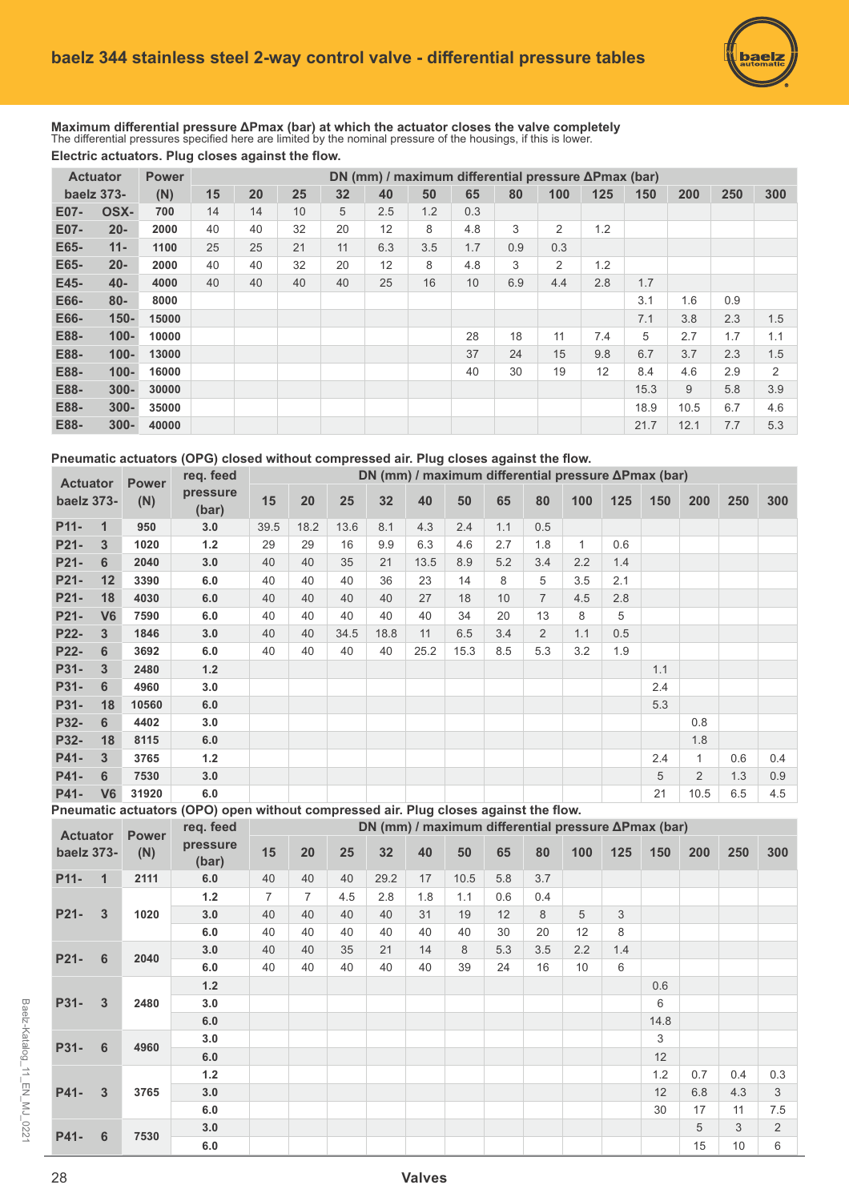## baelz 344 stainless steel 2-way control valve - differential pressure tables

**Maximum differential pressure ΔPmax (bar) at which the actuator closes the valve completely**
The differential pressures specified here are limited by the nominal pressure of the housings, if this is lower.

**Electric actuators. Plug closes against the flow.**

| Actuator baelz 373- | | Power (N) | DN (mm) / maximum differential pressure ΔPmax (bar) | | | | | | | | | | | | | |
|---|---|---|---|---|---|---|---|---|---|---|---|---|---|---|---|---|
| | | | 15 | 20 | 25 | 32 | 40 | 50 | 65 | 80 | 100 | 125 | 150 | 200 | 250 | 300 |
| E07- | OSX- | 700 | 14 | 14 | 10 | 5 | 2.5 | 1.2 | 0.3 | | | | | | | |
| E07- | 20- | 2000 | 40 | 40 | 32 | 20 | 12 | 8 | 4.8 | 3 | 2 | 1.2 | | | | |
| E65- | 11- | 1100 | 25 | 25 | 21 | 11 | 6.3 | 3.5 | 1.7 | 0.9 | 0.3 | | | | | |
| E65- | 20- | 2000 | 40 | 40 | 32 | 20 | 12 | 8 | 4.8 | 3 | 2 | 1.2 | | | | |
| E45- | 40- | 4000 | 40 | 40 | 40 | 40 | 25 | 16 | 10 | 6.9 | 4.4 | 2.8 | 1.7 | | | |
| E66- | 80- | 8000 | | | | | | | | | | | 3.1 | 1.6 | 0.9 | |
| E66- | 150- | 15000 | | | | | | | | | | | 7.1 | 3.8 | 2.3 | 1.5 |
| E88- | 100- | 10000 | | | | | | | 28 | 18 | 11 | 7.4 | 5 | 2.7 | 1.7 | 1.1 |
| E88- | 100- | 13000 | | | | | | | 37 | 24 | 15 | 9.8 | 6.7 | 3.7 | 2.3 | 1.5 |
| E88- | 100- | 16000 | | | | | | | 40 | 30 | 19 | 12 | 8.4 | 4.6 | 2.9 | 2 |
| E88- | 300- | 30000 | | | | | | | | | | | 15.3 | 9 | 5.8 | 3.9 |
| E88- | 300- | 35000 | | | | | | | | | | | 18.9 | 10.5 | 6.7 | 4.6 |
| E88- | 300- | 40000 | | | | | | | | | | | 21.7 | 12.1 | 7.7 | 5.3 |

**Pneumatic actuators (OPG) closed without compressed air. Plug closes against the flow.**

| Actuator baelz 373- | | Power (N) | req. feed pressure (bar) | DN (mm) / maximum differential pressure ΔPmax (bar) | | | | | | | | | | | | | |
|---|---|---|---|---|---|---|---|---|---|---|---|---|---|---|---|---|---|
| | | | | 15 | 20 | 25 | 32 | 40 | 50 | 65 | 80 | 100 | 125 | 150 | 200 | 250 | 300 |
| P11- | 1 | 950 | 3.0 | 39.5 | 18.2 | 13.6 | 8.1 | 4.3 | 2.4 | 1.1 | 0.5 | | | | | | |
| P21- | 3 | 1020 | 1.2 | 29 | 29 | 16 | 9.9 | 6.3 | 4.6 | 2.7 | 1.8 | 1 | 0.6 | | | | |
| P21- | 6 | 2040 | 3.0 | 40 | 40 | 35 | 21 | 13.5 | 8.9 | 5.2 | 3.4 | 2.2 | 1.4 | | | | |
| P21- | 12 | 3390 | 6.0 | 40 | 40 | 40 | 36 | 23 | 14 | 8 | 5 | 3.5 | 2.1 | | | | |
| P21- | 18 | 4030 | 6.0 | 40 | 40 | 40 | 40 | 27 | 18 | 10 | 7 | 4.5 | 2.8 | | | | |
| P21- | V6 | 7590 | 6.0 | 40 | 40 | 40 | 40 | 40 | 34 | 20 | 13 | 8 | 5 | | | | |
| P22- | 3 | 1846 | 3.0 | 40 | 40 | 34.5 | 18.8 | 11 | 6.5 | 3.4 | 2 | 1.1 | 0.5 | | | | |
| P22- | 6 | 3692 | 6.0 | 40 | 40 | 40 | 40 | 25.2 | 15.3 | 8.5 | 5.3 | 3.2 | 1.9 | | | | |
| P31- | 3 | 2480 | 1.2 | | | | | | | | | | | 1.1 | | | |
| P31- | 6 | 4960 | 3.0 | | | | | | | | | | | 2.4 | | | |
| P31- | 18 | 10560 | 6.0 | | | | | | | | | | | 5.3 | | | |
| P32- | 6 | 4402 | 3.0 | | | | | | | | | | | | 0.8 | | |
| P32- | 18 | 8115 | 6.0 | | | | | | | | | | | | 1.8 | | |
| P41- | 3 | 3765 | 1.2 | | | | | | | | | | | 2.4 | 1 | 0.6 | 0.4 |
| P41- | 6 | 7530 | 3.0 | | | | | | | | | | | 5 | 2 | 1.3 | 0.9 |
| P41- | V6 | 31920 | 6.0 | | | | | | | | | | | 21 | 10.5 | 6.5 | 4.5 |

**Pneumatic actuators (OPO) open without compressed air. Plug closes against the flow.**

| Actuator baelz 373- | | Power (N) | req. feed pressure (bar) | DN (mm) / maximum differential pressure ΔPmax (bar) | | | | | | | | | | | | | |
|---|---|---|---|---|---|---|---|---|---|---|---|---|---|---|---|---|---|
| | | | | 15 | 20 | 25 | 32 | 40 | 50 | 65 | 80 | 100 | 125 | 150 | 200 | 250 | 300 |
| P11- | 1 | 2111 | 6.0 | 40 | 40 | 40 | 29.2 | 17 | 10.5 | 5.8 | 3.7 | | | | | | |
| P21- | 3 | 1020 | 1.2 | 7 | 7 | 4.5 | 2.8 | 1.8 | 1.1 | 0.6 | 0.4 | | | | | | |
| | | | 3.0 | 40 | 40 | 40 | 40 | 31 | 19 | 12 | 8 | 5 | 3 | | | | |
| | | | 6.0 | 40 | 40 | 40 | 40 | 40 | 40 | 30 | 20 | 12 | 8 | | | | |
| P21- | 6 | 2040 | 3.0 | 40 | 40 | 35 | 21 | 14 | 8 | 5.3 | 3.5 | 2.2 | 1.4 | | | | |
| | | | 6.0 | 40 | 40 | 40 | 40 | 40 | 39 | 24 | 16 | 10 | 6 | | | | |
| P31- | 3 | 2480 | 1.2 | | | | | | | | | | | 0.6 | | | |
| | | | 3.0 | | | | | | | | | | | 6 | | | |
| | | | 6.0 | | | | | | | | | | | 14.8 | | | |
| P31- | 6 | 4960 | 3.0 | | | | | | | | | | | 3 | | | |
| | | | 6.0 | | | | | | | | | | | 12 | | | |
| P41- | 3 | 3765 | 1.2 | | | | | | | | | | | 1.2 | 0.7 | 0.4 | 0.3 |
| | | | 3.0 | | | | | | | | | | | 12 | 6.8 | 4.3 | 3 |
| | | | 6.0 | | | | | | | | | | | 30 | 17 | 11 | 7.5 |
| P41- | 6 | 7530 | 3.0 | | | | | | | | | | | | 5 | 3 | 2 |
| | | | 6.0 | | | | | | | | | | | | 15 | 10 | 6 |